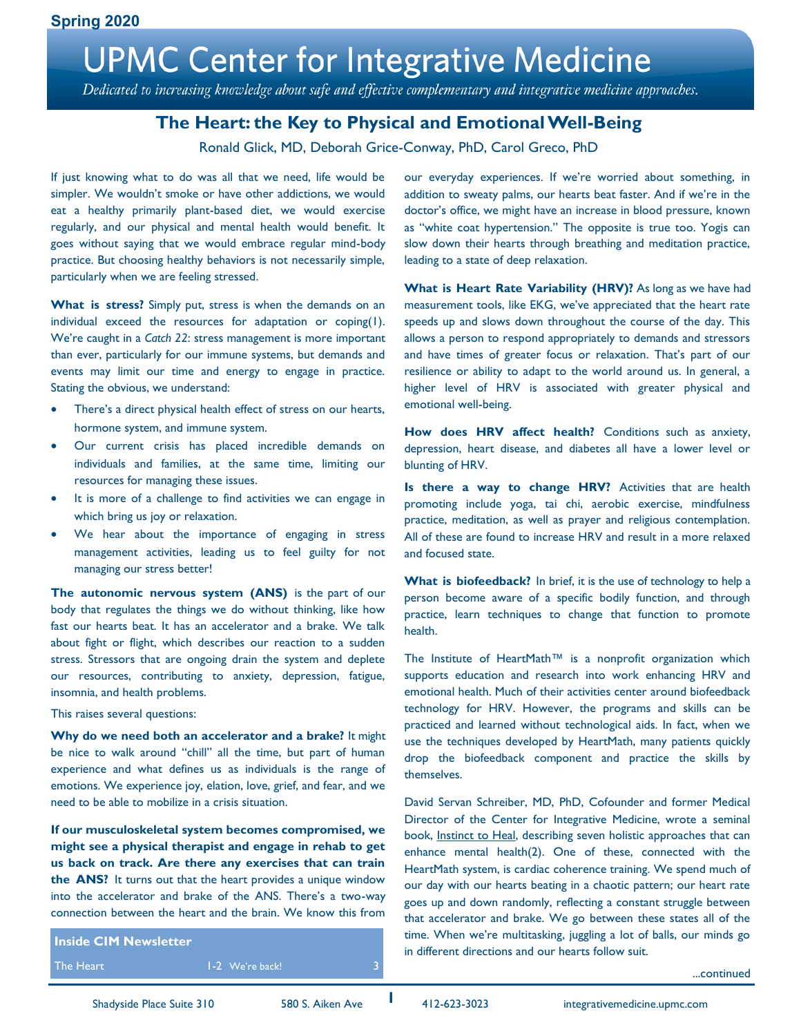Spring 2020

# UPMC Center for Integrative Medicine

*Dedicated to increasing knowledge about safe and effective complementary and integrative medicine approaches.*

## The Heart: the Key to Physical and Emotional Well-Being

Ronald Glick, MD, Deborah Grice-Conway, PhD, Carol Greco, PhD

If just knowing what to do was all that we need, life would be simpler. We wouldn't smoke or have other addictions, we would eat a healthy primarily plant-based diet, we would exercise regularly, and our physical and mental health would benefit. It goes without saying that we would embrace regular mind-body practice. But choosing healthy behaviors is not necessarily simple, particularly when we are feeling stressed.

**What is stress?** Simply put, stress is when the demands on an individual exceed the resources for adaptation or coping(1). We're caught in a *Catch 22*: stress management is more important than ever, particularly for our immune systems, but demands and events may limit our time and energy to engage in practice. Stating the obvious, we understand:

- There's a direct physical health effect of stress on our hearts, hormone system, and immune system.
- Our current crisis has placed incredible demands on individuals and families, at the same time, limiting our resources for managing these issues.
- It is more of a challenge to find activities we can engage in which bring us joy or relaxation.
- We hear about the importance of engaging in stress management activities, leading us to feel guilty for not managing our stress better!

**The autonomic nervous system (ANS)** is the part of our body that regulates the things we do without thinking, like how fast our hearts beat. It has an accelerator and a brake. We talk about fight or flight, which describes our reaction to a sudden stress. Stressors that are ongoing drain the system and deplete our resources, contributing to anxiety, depression, fatigue, insomnia, and health problems.

This raises several questions:

**Why do we need both an accelerator and a brake?** It might be nice to walk around "chill" all the time, but part of human experience and what defines us as individuals is the range of emotions. We experience joy, elation, love, grief, and fear, and we need to be able to mobilize in a crisis situation.

**If our musculoskeletal system becomes compromised, we might see a physical therapist and engage in rehab to get us back on track. Are there any exercises that can train the ANS?** It turns out that the heart provides a unique window into the accelerator and brake of the ANS. There's a two-way connection between the heart and the brain. We know this from our everyday experiences. If we're worried about something, in addition to sweaty palms, our hearts beat faster. And if we're in the doctor's office, we might have an increase in blood pressure, known as "white coat hypertension." The opposite is true too. Yogis can slow down their hearts through breathing and meditation practice, leading to a state of deep relaxation.

**What is Heart Rate Variability (HRV)?** As long as we have had measurement tools, like EKG, we've appreciated that the heart rate speeds up and slows down throughout the course of the day. This allows a person to respond appropriately to demands and stressors and have times of greater focus or relaxation. That's part of our resilience or ability to adapt to the world around us. In general, a higher level of HRV is associated with greater physical and emotional well-being.

**How does HRV affect health?** Conditions such as anxiety, depression, heart disease, and diabetes all have a lower level or blunting of HRV.

**Is there a way to change HRV?** Activities that are health promoting include yoga, tai chi, aerobic exercise, mindfulness practice, meditation, as well as prayer and religious contemplation. All of these are found to increase HRV and result in a more relaxed and focused state.

**What is biofeedback?** In brief, it is the use of technology to help a person become aware of a specific bodily function, and through practice, learn techniques to change that function to promote health.

The Institute of HeartMath™ is a nonprofit organization which supports education and research into work enhancing HRV and emotional health. Much of their activities center around biofeedback technology for HRV. However, the programs and skills can be practiced and learned without technological aids. In fact, when we use the techniques developed by HeartMath, many patients quickly drop the biofeedback component and practice the skills by themselves.

David Servan Schreiber, MD, PhD, Cofounder and former Medical Director of the Center for Integrative Medicine, wrote a seminal book, Instinct to Heal, describing seven holistic approaches that can enhance mental health(2). One of these, connected with the HeartMath system, is cardiac coherence training. We spend much of our day with our hearts beating in a chaotic pattern; our heart rate goes up and down randomly, reflecting a constant struggle between that accelerator and brake. We go between these states all of the time. When we're multitasking, juggling a lot of balls, our minds go in different directions and our hearts follow suit.

...continued

| Inside CIM Newsletter | | | |
|---|---|---|---|
| The Heart | 1-2 | We're back! | 3 |

Shadyside Place Suite 310 | 580 S. Aiken Ave | 412-623-3023 | integrativemedicine.upmc.com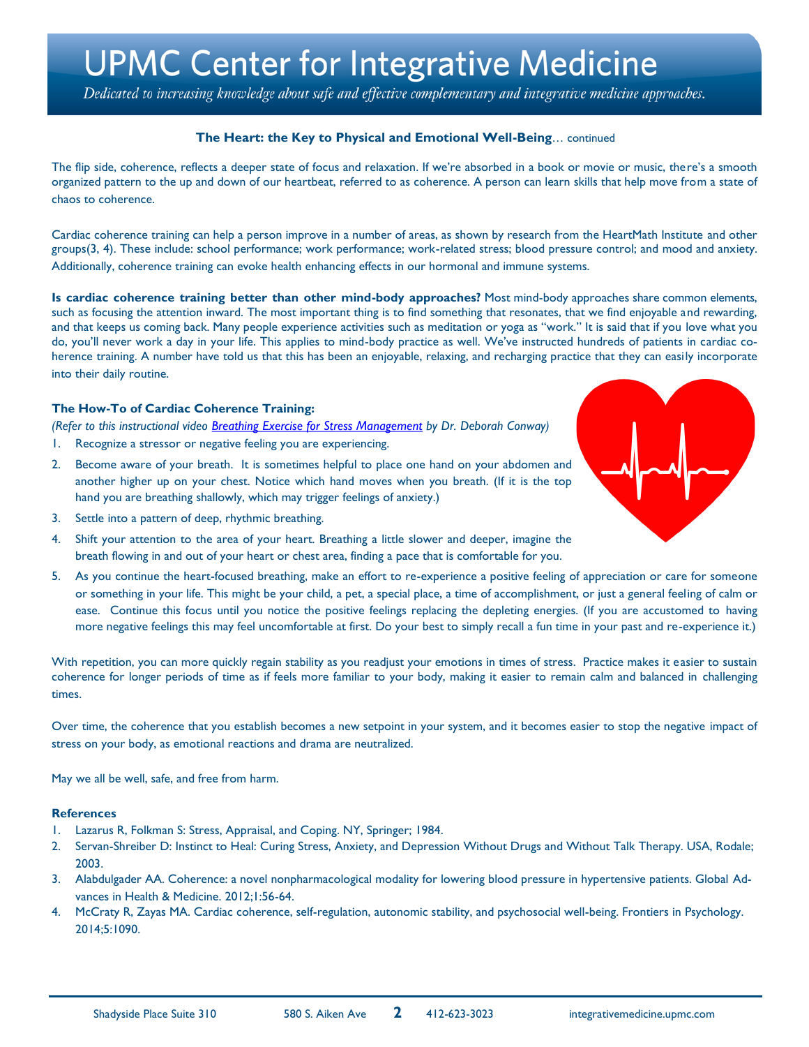**The Heart: the Key to Physical and Emotional Well-Being**… continued

The flip side, coherence, reflects a deeper state of focus and relaxation. If we're absorbed in a book or movie or music, there's a smooth organized pattern to the up and down of our heartbeat, referred to as coherence. A person can learn skills that help move from a state of chaos to coherence.

Cardiac coherence training can help a person improve in a number of areas, as shown by research from the HeartMath Institute and other groups(3, 4). These include: school performance; work performance; work-related stress; blood pressure control; and mood and anxiety. Additionally, coherence training can evoke health enhancing effects in our hormonal and immune systems.

**Is cardiac coherence training better than other mind-body approaches?** Most mind-body approaches share common elements, such as focusing the attention inward. The most important thing is to find something that resonates, that we find enjoyable and rewarding, and that keeps us coming back. Many people experience activities such as meditation or yoga as "work." It is said that if you love what you do, you'll never work a day in your life. This applies to mind-body practice as well. We've instructed hundreds of patients in cardiac coherence training. A number have told us that this has been an enjoyable, relaxing, and recharging practice that they can easily incorporate into their daily routine.

**The How-To of Cardiac Coherence Training:**

*(Refer to this instructional video Breathing Exercise for Stress Management by Dr. Deborah Conway)*

1. Recognize a stressor or negative feeling you are experiencing.
2. Become aware of your breath. It is sometimes helpful to place one hand on your abdomen and another higher up on your chest. Notice which hand moves when you breath. (If it is the top hand you are breathing shallowly, which may trigger feelings of anxiety.)
3. Settle into a pattern of deep, rhythmic breathing.
4. Shift your attention to the area of your heart. Breathing a little slower and deeper, imagine the breath flowing in and out of your heart or chest area, finding a pace that is comfortable for you.
5. As you continue the heart-focused breathing, make an effort to re-experience a positive feeling of appreciation or care for someone or something in your life. This might be your child, a pet, a special place, a time of accomplishment, or just a general feeling of calm or ease. Continue this focus until you notice the positive feelings replacing the depleting energies. (If you are accustomed to having more negative feelings this may feel uncomfortable at first. Do your best to simply recall a fun time in your past and re-experience it.)

With repetition, you can more quickly regain stability as you readjust your emotions in times of stress. Practice makes it easier to sustain coherence for longer periods of time as if feels more familiar to your body, making it easier to remain calm and balanced in challenging times.

Over time, the coherence that you establish becomes a new setpoint in your system, and it becomes easier to stop the negative impact of stress on your body, as emotional reactions and drama are neutralized.

May we all be well, safe, and free from harm.

**References**

1. Lazarus R, Folkman S: Stress, Appraisal, and Coping. NY, Springer; 1984.
2. Servan-Shreiber D: Instinct to Heal: Curing Stress, Anxiety, and Depression Without Drugs and Without Talk Therapy. USA, Rodale; 2003.
3. Alabdulgader AA. Coherence: a novel nonpharmacological modality for lowering blood pressure in hypertensive patients. Global Advances in Health & Medicine. 2012;1:56-64.
4. McCraty R, Zayas MA. Cardiac coherence, self-regulation, autonomic stability, and psychosocial well-being. Frontiers in Psychology. 2014;5:1090.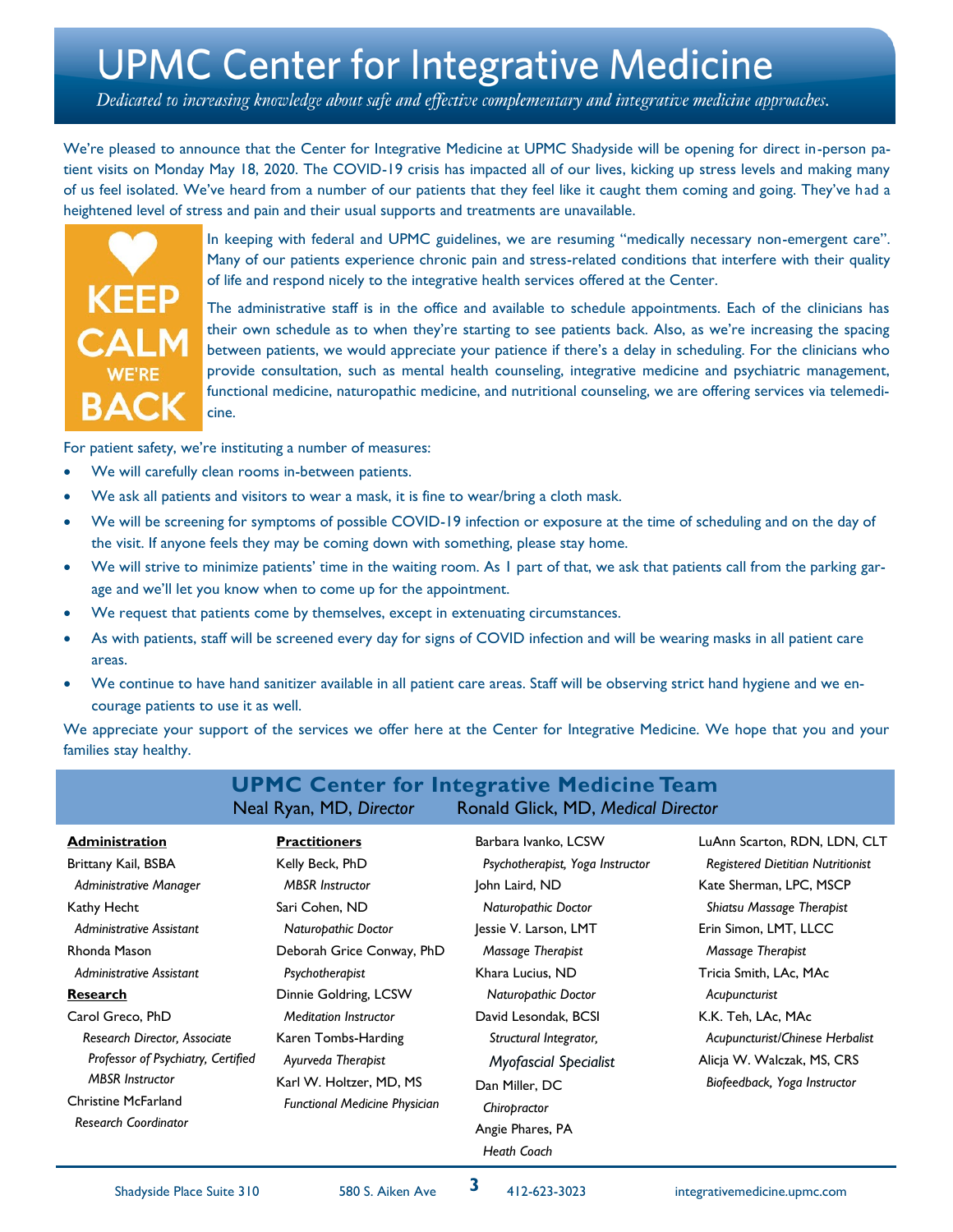# UPMC Center for Integrative Medicine

*Dedicated to increasing knowledge about safe and effective complementary and integrative medicine approaches.*

We're pleased to announce that the Center for Integrative Medicine at UPMC Shadyside will be opening for direct in-person patient visits on Monday May 18, 2020. The COVID-19 crisis has impacted all of our lives, kicking up stress levels and making many of us feel isolated. We've heard from a number of our patients that they feel like it caught them coming and going. They've had a heightened level of stress and pain and their usual supports and treatments are unavailable.

KEEP CALM WE'RE BACK

In keeping with federal and UPMC guidelines, we are resuming "medically necessary non-emergent care". Many of our patients experience chronic pain and stress-related conditions that interfere with their quality of life and respond nicely to the integrative health services offered at the Center.

The administrative staff is in the office and available to schedule appointments. Each of the clinicians has their own schedule as to when they're starting to see patients back. Also, as we're increasing the spacing between patients, we would appreciate your patience if there's a delay in scheduling. For the clinicians who provide consultation, such as mental health counseling, integrative medicine and psychiatric management, functional medicine, naturopathic medicine, and nutritional counseling, we are offering services via telemedicine.

For patient safety, we're instituting a number of measures:

- We will carefully clean rooms in-between patients.
- We ask all patients and visitors to wear a mask, it is fine to wear/bring a cloth mask.
- We will be screening for symptoms of possible COVID-19 infection or exposure at the time of scheduling and on the day of the visit. If anyone feels they may be coming down with something, please stay home.
- We will strive to minimize patients' time in the waiting room. As 1 part of that, we ask that patients call from the parking garage and we'll let you know when to come up for the appointment.
- We request that patients come by themselves, except in extenuating circumstances.
- As with patients, staff will be screened every day for signs of COVID infection and will be wearing masks in all patient care areas.
- We continue to have hand sanitizer available in all patient care areas. Staff will be observing strict hand hygiene and we encourage patients to use it as well.

We appreciate your support of the services we offer here at the Center for Integrative Medicine. We hope that you and your families stay healthy.

## UPMC Center for Integrative Medicine Team

Neal Ryan, MD, *Director* Ronald Glick, MD, *Medical Director*

**Administration**

Brittany Kail, BSBA
*Administrative Manager*

Kathy Hecht
*Administrative Assistant*

Rhonda Mason
*Administrative Assistant*

**Research**

Carol Greco, PhD
*Research Director, Associate Professor of Psychiatry, Certified MBSR Instructor*

Christine McFarland
*Research Coordinator*

**Practitioners**

Kelly Beck, PhD
*MBSR Instructor*

Sari Cohen, ND
*Naturopathic Doctor*

Deborah Grice Conway, PhD
*Psychotherapist*

Dinnie Goldring, LCSW
*Meditation Instructor*

Karen Tombs-Harding
*Ayurveda Therapist*

Karl W. Holtzer, MD, MS
*Functional Medicine Physician*

Barbara Ivanko, LCSW
*Psychotherapist, Yoga Instructor*

John Laird, ND
*Naturopathic Doctor*

Jessie V. Larson, LMT
*Massage Therapist*

Khara Lucius, ND
*Naturopathic Doctor*

David Lesondak, BCSI
*Structural Integrator, Myofascial Specialist*

Dan Miller, DC
*Chiropractor*

Angie Phares, PA
*Heath Coach*

LuAnn Scarton, RDN, LDN, CLT
*Registered Dietitian Nutritionist*

Kate Sherman, LPC, MSCP
*Shiatsu Massage Therapist*

Erin Simon, LMT, LLCC
*Massage Therapist*

Tricia Smith, LAc, MAc
*Acupuncturist*

K.K. Teh, LAc, MAc
*Acupuncturist/Chinese Herbalist*

Alicja W. Walczak, MS, CRS
*Biofeedback, Yoga Instructor*

Shadyside Place Suite 310 580 S. Aiken Ave 412-623-3023 integrativemedicine.upmc.com